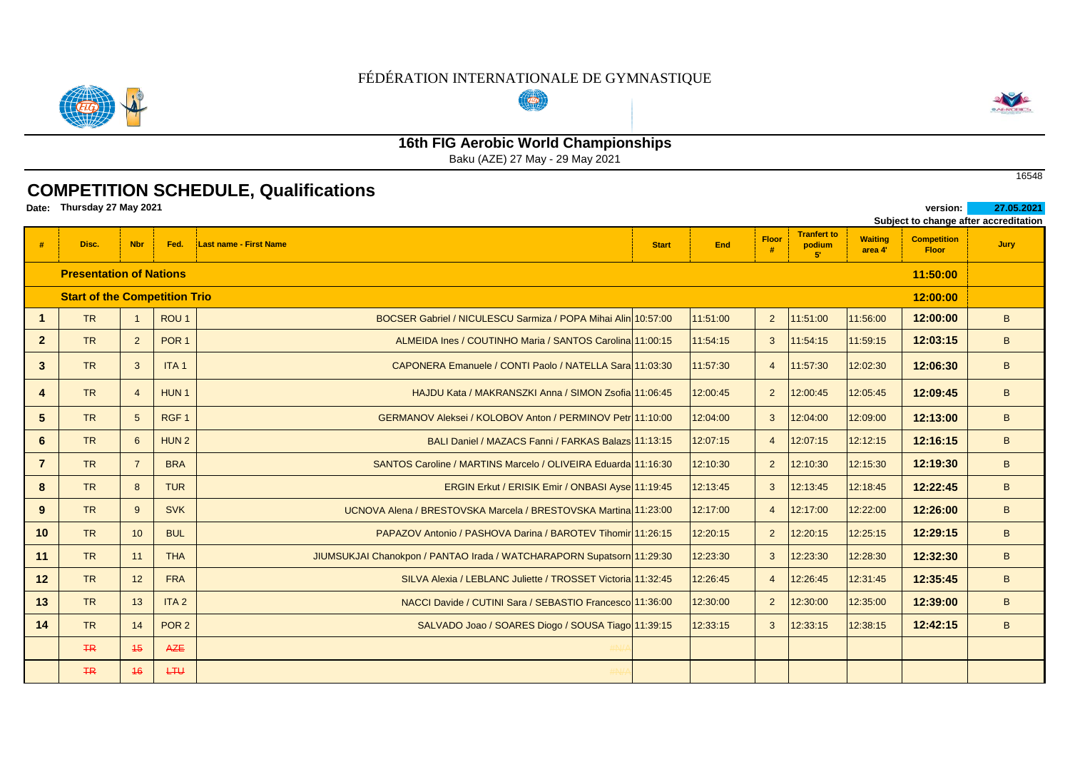FÉDÉRATION INTERNATIONALE DE GYMNASTIQUE

## 16th FIG Aerobic World Championships

Baku (AZE) 27 May - 29 May 2021

16548

# COMPETITION SCHEDULE, Qualifications

**Date: Thursday 27 May 2021**

**version:** **27.05.2021**

**Subject to change after accreditation**

| # | Disc. | Nbr | Fed. | Last name - First Name | Start | End | Floor # | Tranfert to podium 5' | Waiting area 4' | Competition Floor | Jury |
|---|---|---|---|---|---|---|---|---|---|---|---|
| | **Presentation of Nations** | | | | | | | | | **11:50:00** | |
| | **Start of the Competition Trio** | | | | | | | | | **12:00:00** | |
| **1** | TR | 1 | ROU 1 | BOCSER Gabriel / NICULESCU Sarmiza / POPA Mihai Alin | 10:57:00 | 11:51:00 | 2 | 11:51:00 | 11:56:00 | **12:00:00** | B |
| **2** | TR | 2 | POR 1 | ALMEIDA Ines / COUTINHO Maria / SANTOS Carolina | 11:00:15 | 11:54:15 | 3 | 11:54:15 | 11:59:15 | **12:03:15** | B |
| **3** | TR | 3 | ITA 1 | CAPONERA Emanuele / CONTI Paolo / NATELLA Sara | 11:03:30 | 11:57:30 | 4 | 11:57:30 | 12:02:30 | **12:06:30** | B |
| **4** | TR | 4 | HUN 1 | HAJDU Kata / MAKRANSZKI Anna / SIMON Zsofia | 11:06:45 | 12:00:45 | 2 | 12:00:45 | 12:05:45 | **12:09:45** | B |
| **5** | TR | 5 | RGF 1 | GERMANOV Aleksei / KOLOBOV Anton / PERMINOV Petr | 11:10:00 | 12:04:00 | 3 | 12:04:00 | 12:09:00 | **12:13:00** | B |
| **6** | TR | 6 | HUN 2 | BALI Daniel / MAZACS Fanni / FARKAS Balazs | 11:13:15 | 12:07:15 | 4 | 12:07:15 | 12:12:15 | **12:16:15** | B |
| **7** | TR | 7 | BRA | SANTOS Caroline / MARTINS Marcelo / OLIVEIRA Eduarda | 11:16:30 | 12:10:30 | 2 | 12:10:30 | 12:15:30 | **12:19:30** | B |
| **8** | TR | 8 | TUR | ERGIN Erkut / ERISIK Emir / ONBASI Ayse | 11:19:45 | 12:13:45 | 3 | 12:13:45 | 12:18:45 | **12:22:45** | B |
| **9** | TR | 9 | SVK | UCNOVA Alena / BRESTOVSKA Marcela / BRESTOVSKA Martina | 11:23:00 | 12:17:00 | 4 | 12:17:00 | 12:22:00 | **12:26:00** | B |
| **10** | TR | 10 | BUL | PAPAZOV Antonio / PASHOVA Darina / BAROTEV Tihomir | 11:26:15 | 12:20:15 | 2 | 12:20:15 | 12:25:15 | **12:29:15** | B |
| **11** | TR | 11 | THA | JIUMSUKJAI Chanokpon / PANTAO Irada / WATCHARAPORN Supatsorn | 11:29:30 | 12:23:30 | 3 | 12:23:30 | 12:28:30 | **12:32:30** | B |
| **12** | TR | 12 | FRA | SILVA Alexia / LEBLANC Juliette / TROSSET Victoria | 11:32:45 | 12:26:45 | 4 | 12:26:45 | 12:31:45 | **12:35:45** | B |
| **13** | TR | 13 | ITA 2 | NACCI Davide / CUTINI Sara / SEBASTIO Francesco | 11:36:00 | 12:30:00 | 2 | 12:30:00 | 12:35:00 | **12:39:00** | B |
| **14** | TR | 14 | POR 2 | SALVADO Joao / SOARES Diogo / SOUSA Tiago | 11:39:15 | 12:33:15 | 3 | 12:33:15 | 12:38:15 | **12:42:15** | B |
| | ~~TR~~ | ~~15~~ | ~~AZE~~ | #N/A | | | | | | | |
| | ~~TR~~ | ~~16~~ | ~~LTU~~ | #N/A | | | | | | | |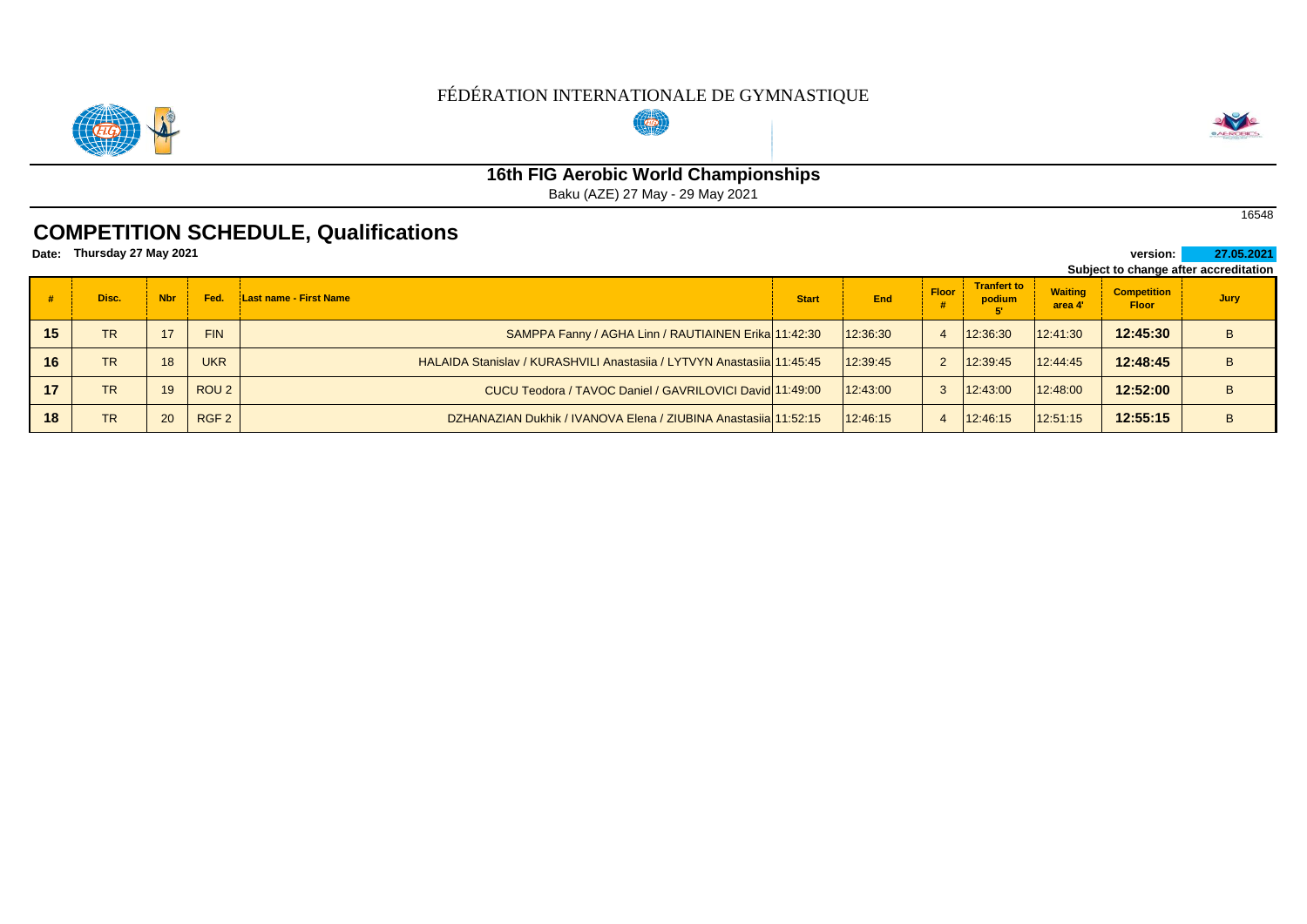FÉDÉRATION INTERNATIONALE DE GYMNASTIQUE

## 16th FIG Aerobic World Championships

Baku (AZE) 27 May - 29 May 2021

16548

# COMPETITION SCHEDULE, Qualifications

**Date: Thursday 27 May 2021**

**version: 27.05.2021**

**Subject to change after accreditation**

| # | Disc. | Nbr | Fed. | Last name - First Name | Start | End | Floor # | Tranfert to podium 5' | Waiting area 4' | Competition Floor | Jury |
|---|---|---|---|---|---|---|---|---|---|---|---|
| 15 | TR | 17 | FIN | SAMPPA Fanny / AGHA Linn / RAUTIAINEN Erika | 11:42:30 | 12:36:30 | 4 | 12:36:30 | 12:41:30 | 12:45:30 | B |
| 16 | TR | 18 | UKR | HALAIDA Stanislav / KURASHVILI Anastasiia / LYTVYN Anastasiia | 11:45:45 | 12:39:45 | 2 | 12:39:45 | 12:44:45 | 12:48:45 | B |
| 17 | TR | 19 | ROU 2 | CUCU Teodora / TAVOC Daniel / GAVRILOVICI David | 11:49:00 | 12:43:00 | 3 | 12:43:00 | 12:48:00 | 12:52:00 | B |
| 18 | TR | 20 | RGF 2 | DZHANAZIAN Dukhik / IVANOVA Elena / ZIUBINA Anastasiia | 11:52:15 | 12:46:15 | 4 | 12:46:15 | 12:51:15 | 12:55:15 | B |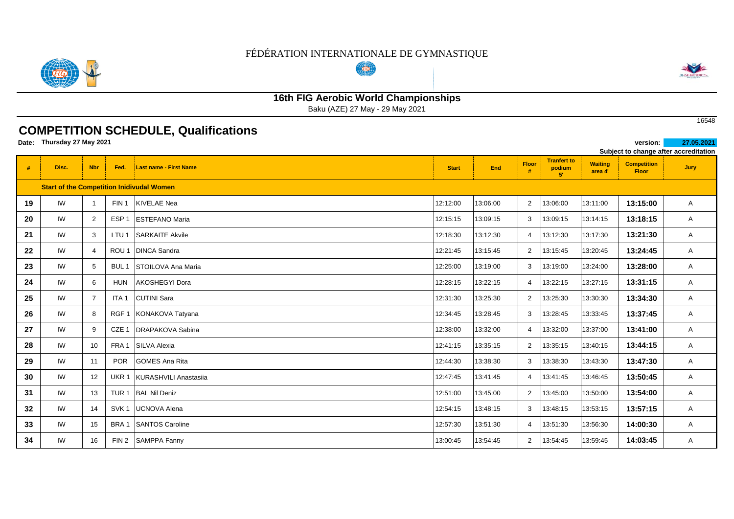FÉDÉRATION INTERNATIONALE DE GYMNASTIQUE

## 16th FIG Aerobic World Championships

Baku (AZE) 27 May - 29 May 2021

16548

# COMPETITION SCHEDULE, Qualifications

**Date: Thursday 27 May 2021**

**version: 27.05.2021**

**Subject to change after accreditation**

| # | Disc. | Nbr | Fed. | Last name - First Name | Start | End | Floor # | Tranfert to podium 5' | Waiting area 4' | Competition Floor | Jury |
|---|---|---|---|---|---|---|---|---|---|---|---|
| | **Start of the Competition Inidivudal Women** | | | | | | | | | | |
| 19 | IW | 1 | FIN 1 | KIVELAE Nea | 12:12:00 | 13:06:00 | 2 | 13:06:00 | 13:11:00 | **13:15:00** | A |
| 20 | IW | 2 | ESP 1 | ESTEFANO Maria | 12:15:15 | 13:09:15 | 3 | 13:09:15 | 13:14:15 | **13:18:15** | A |
| 21 | IW | 3 | LTU 1 | SARKAITE Akvile | 12:18:30 | 13:12:30 | 4 | 13:12:30 | 13:17:30 | **13:21:30** | A |
| 22 | IW | 4 | ROU 1 | DINCA Sandra | 12:21:45 | 13:15:45 | 2 | 13:15:45 | 13:20:45 | **13:24:45** | A |
| 23 | IW | 5 | BUL 1 | STOILOVA Ana Maria | 12:25:00 | 13:19:00 | 3 | 13:19:00 | 13:24:00 | **13:28:00** | A |
| 24 | IW | 6 | HUN | AKOSHEGYI Dora | 12:28:15 | 13:22:15 | 4 | 13:22:15 | 13:27:15 | **13:31:15** | A |
| 25 | IW | 7 | ITA 1 | CUTINI Sara | 12:31:30 | 13:25:30 | 2 | 13:25:30 | 13:30:30 | **13:34:30** | A |
| 26 | IW | 8 | RGF 1 | KONAKOVA Tatyana | 12:34:45 | 13:28:45 | 3 | 13:28:45 | 13:33:45 | **13:37:45** | A |
| 27 | IW | 9 | CZE 1 | DRAPAKOVA Sabina | 12:38:00 | 13:32:00 | 4 | 13:32:00 | 13:37:00 | **13:41:00** | A |
| 28 | IW | 10 | FRA 1 | SILVA Alexia | 12:41:15 | 13:35:15 | 2 | 13:35:15 | 13:40:15 | **13:44:15** | A |
| 29 | IW | 11 | POR | GOMES Ana Rita | 12:44:30 | 13:38:30 | 3 | 13:38:30 | 13:43:30 | **13:47:30** | A |
| 30 | IW | 12 | UKR 1 | KURASHVILI Anastasiia | 12:47:45 | 13:41:45 | 4 | 13:41:45 | 13:46:45 | **13:50:45** | A |
| 31 | IW | 13 | TUR 1 | BAL Nil Deniz | 12:51:00 | 13:45:00 | 2 | 13:45:00 | 13:50:00 | **13:54:00** | A |
| 32 | IW | 14 | SVK 1 | UCNOVA Alena | 12:54:15 | 13:48:15 | 3 | 13:48:15 | 13:53:15 | **13:57:15** | A |
| 33 | IW | 15 | BRA 1 | SANTOS Caroline | 12:57:30 | 13:51:30 | 4 | 13:51:30 | 13:56:30 | **14:00:30** | A |
| 34 | IW | 16 | FIN 2 | SAMPPA Fanny | 13:00:45 | 13:54:45 | 2 | 13:54:45 | 13:59:45 | **14:03:45** | A |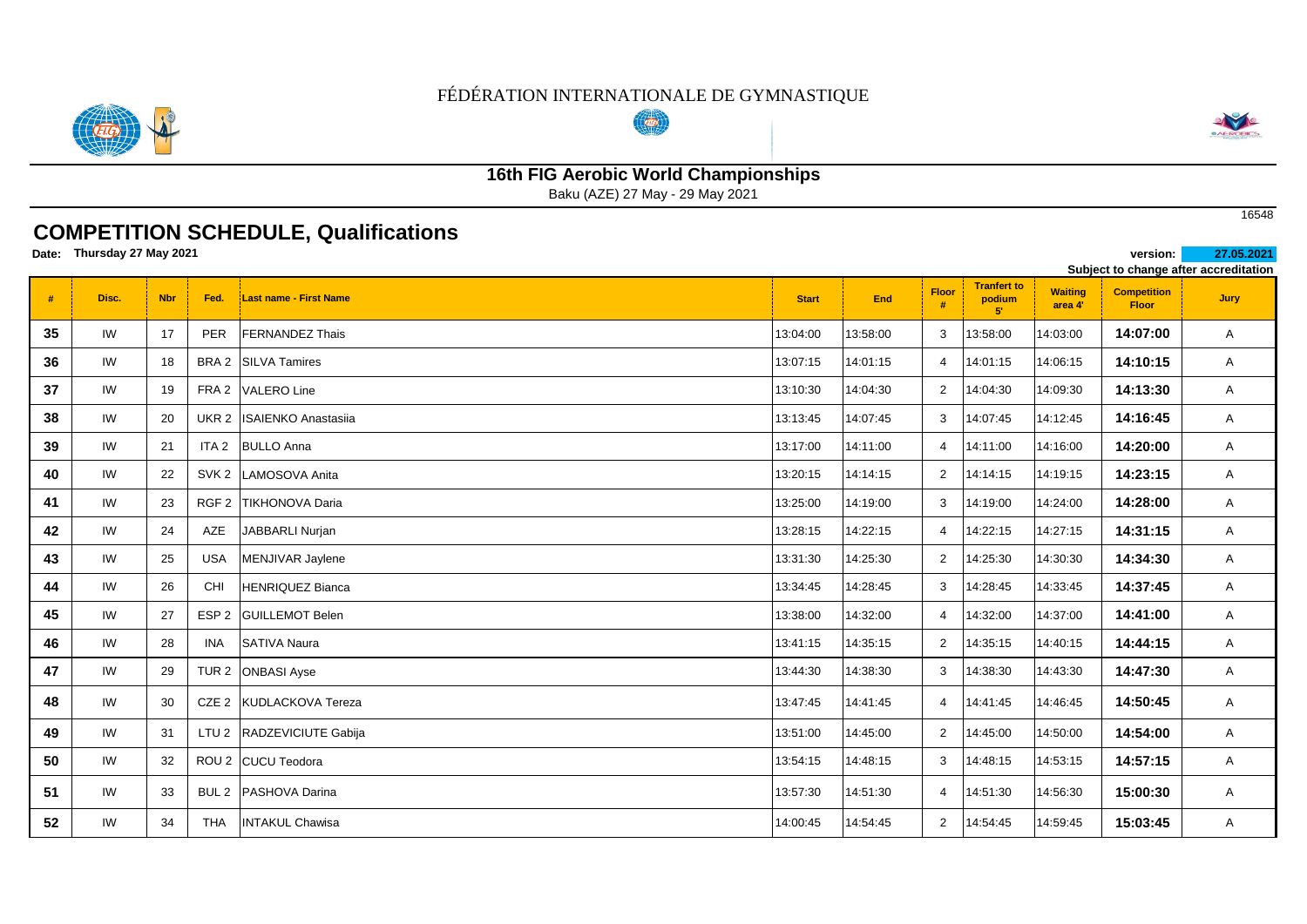FÉDÉRATION INTERNATIONALE DE GYMNASTIQUE

## 16th FIG Aerobic World Championships

Baku (AZE) 27 May - 29 May 2021

16548

# COMPETITION SCHEDULE, Qualifications

**Date: Thursday 27 May 2021**

**version: 27.05.2021**

**Subject to change after accreditation**

| # | Disc. | Nbr | Fed. | Last name - First Name | Start | End | Floor # | Tranfert to podium 5' | Waiting area 4' | Competition Floor | Jury |
|---|---|---|---|---|---|---|---|---|---|---|---|
| 35 | IW | 17 | PER | FERNANDEZ Thais | 13:04:00 | 13:58:00 | 3 | 13:58:00 | 14:03:00 | 14:07:00 | A |
| 36 | IW | 18 | BRA 2 | SILVA Tamires | 13:07:15 | 14:01:15 | 4 | 14:01:15 | 14:06:15 | 14:10:15 | A |
| 37 | IW | 19 | FRA 2 | VALERO Line | 13:10:30 | 14:04:30 | 2 | 14:04:30 | 14:09:30 | 14:13:30 | A |
| 38 | IW | 20 | UKR 2 | ISAIENKO Anastasiia | 13:13:45 | 14:07:45 | 3 | 14:07:45 | 14:12:45 | 14:16:45 | A |
| 39 | IW | 21 | ITA 2 | BULLO Anna | 13:17:00 | 14:11:00 | 4 | 14:11:00 | 14:16:00 | 14:20:00 | A |
| 40 | IW | 22 | SVK 2 | LAMOSOVA Anita | 13:20:15 | 14:14:15 | 2 | 14:14:15 | 14:19:15 | 14:23:15 | A |
| 41 | IW | 23 | RGF 2 | TIKHONOVA Daria | 13:25:00 | 14:19:00 | 3 | 14:19:00 | 14:24:00 | 14:28:00 | A |
| 42 | IW | 24 | AZE | JABBARLI Nurjan | 13:28:15 | 14:22:15 | 4 | 14:22:15 | 14:27:15 | 14:31:15 | A |
| 43 | IW | 25 | USA | MENJIVAR Jaylene | 13:31:30 | 14:25:30 | 2 | 14:25:30 | 14:30:30 | 14:34:30 | A |
| 44 | IW | 26 | CHI | HENRIQUEZ Bianca | 13:34:45 | 14:28:45 | 3 | 14:28:45 | 14:33:45 | 14:37:45 | A |
| 45 | IW | 27 | ESP 2 | GUILLEMOT Belen | 13:38:00 | 14:32:00 | 4 | 14:32:00 | 14:37:00 | 14:41:00 | A |
| 46 | IW | 28 | INA | SATIVA Naura | 13:41:15 | 14:35:15 | 2 | 14:35:15 | 14:40:15 | 14:44:15 | A |
| 47 | IW | 29 | TUR 2 | ONBASI Ayse | 13:44:30 | 14:38:30 | 3 | 14:38:30 | 14:43:30 | 14:47:30 | A |
| 48 | IW | 30 | CZE 2 | KUDLACKOVA Tereza | 13:47:45 | 14:41:45 | 4 | 14:41:45 | 14:46:45 | 14:50:45 | A |
| 49 | IW | 31 | LTU 2 | RADZEVICIUTE Gabija | 13:51:00 | 14:45:00 | 2 | 14:45:00 | 14:50:00 | 14:54:00 | A |
| 50 | IW | 32 | ROU 2 | CUCU Teodora | 13:54:15 | 14:48:15 | 3 | 14:48:15 | 14:53:15 | 14:57:15 | A |
| 51 | IW | 33 | BUL 2 | PASHOVA Darina | 13:57:30 | 14:51:30 | 4 | 14:51:30 | 14:56:30 | 15:00:30 | A |
| 52 | IW | 34 | THA | INTAKUL Chawisa | 14:00:45 | 14:54:45 | 2 | 14:54:45 | 14:59:45 | 15:03:45 | A |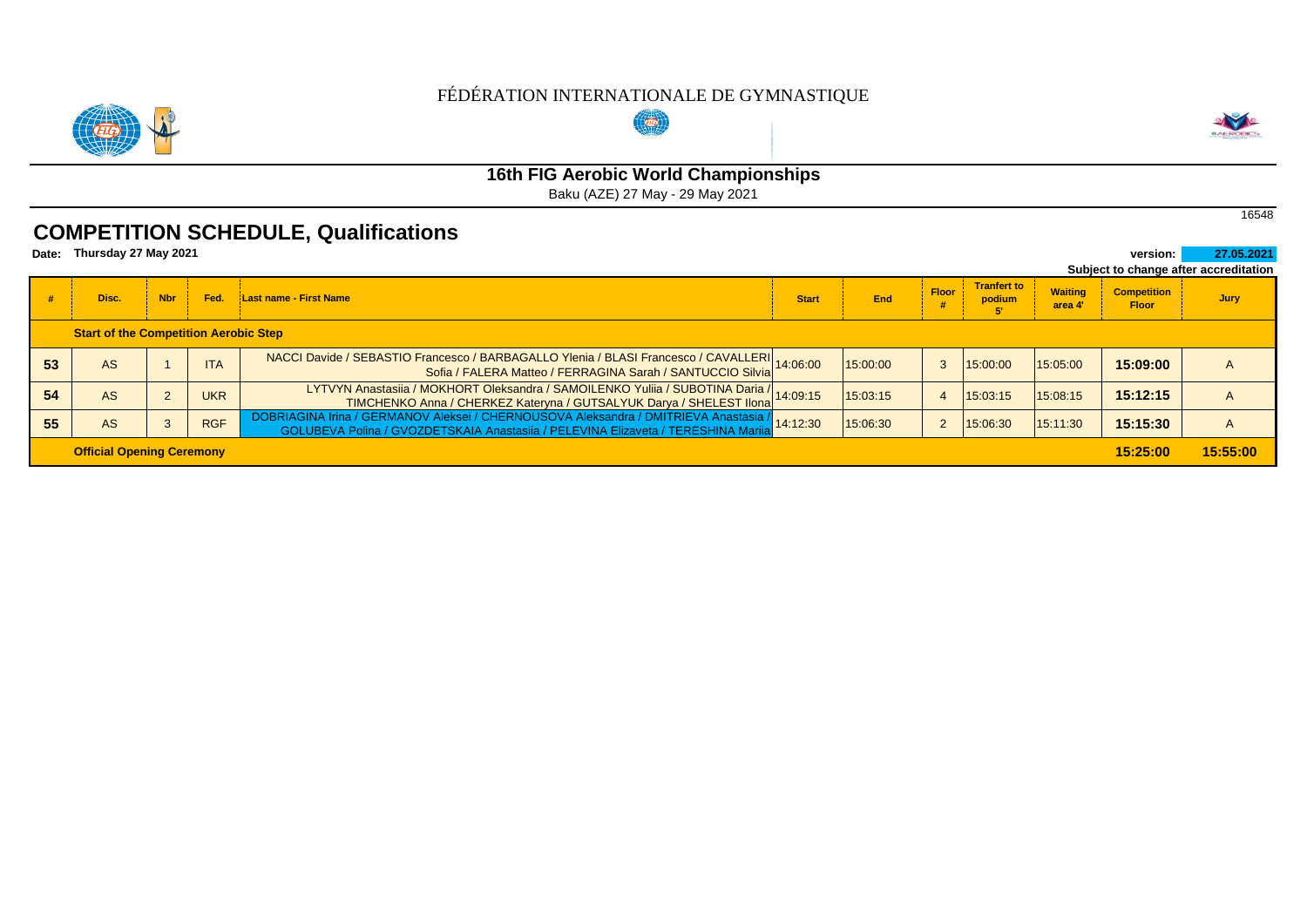FÉDÉRATION INTERNATIONALE DE GYMNASTIQUE

## 16th FIG Aerobic World Championships

Baku (AZE) 27 May - 29 May 2021

16548

# COMPETITION SCHEDULE, Qualifications

**Date: Thursday 27 May 2021**

**version: 27.05.2021**

**Subject to change after accreditation**

| # | Disc. | Nbr | Fed. | Last name - First Name | Start | End | Floor # | Tranfert to podium 5' | Waiting area 4' | Competition Floor | Jury |
|---|---|---|---|---|---|---|---|---|---|---|---|
| **Start of the Competition Aerobic Step** | | | | | | | | | | | |
| **53** | AS | 1 | ITA | NACCI Davide / SEBASTIO Francesco / BARBAGALLO Ylenia / BLASI Francesco / CAVALLERI Sofia / FALERA Matteo / FERRAGINA Sarah / SANTUCCIO Silvia | 14:06:00 | 15:00:00 | 3 | 15:00:00 | 15:05:00 | **15:09:00** | A |
| **54** | AS | 2 | UKR | LYTVYN Anastasiia / MOKHORT Oleksandra / SAMOILENKO Yuliia / SUBOTINA Daria / TIMCHENKO Anna / CHERKEZ Kateryna / GUTSALYUK Darya / SHELEST Ilona | 14:09:15 | 15:03:15 | 4 | 15:03:15 | 15:08:15 | **15:12:15** | A |
| **55** | AS | 3 | RGF | DOBRIAGINA Irina / GERMANOV Aleksei / CHERNOUSOVA Aleksandra / DMITRIEVA Anastasia / GOLUBEVA Polina / GVOZDETSKAIA Anastasiia / PELEVINA Elizaveta / TERESHINA Mariia | 14:12:30 | 15:06:30 | 2 | 15:06:30 | 15:11:30 | **15:15:30** | A |
| **Official Opening Ceremony** | | | | | | | | | | **15:25:00** | **15:55:00** |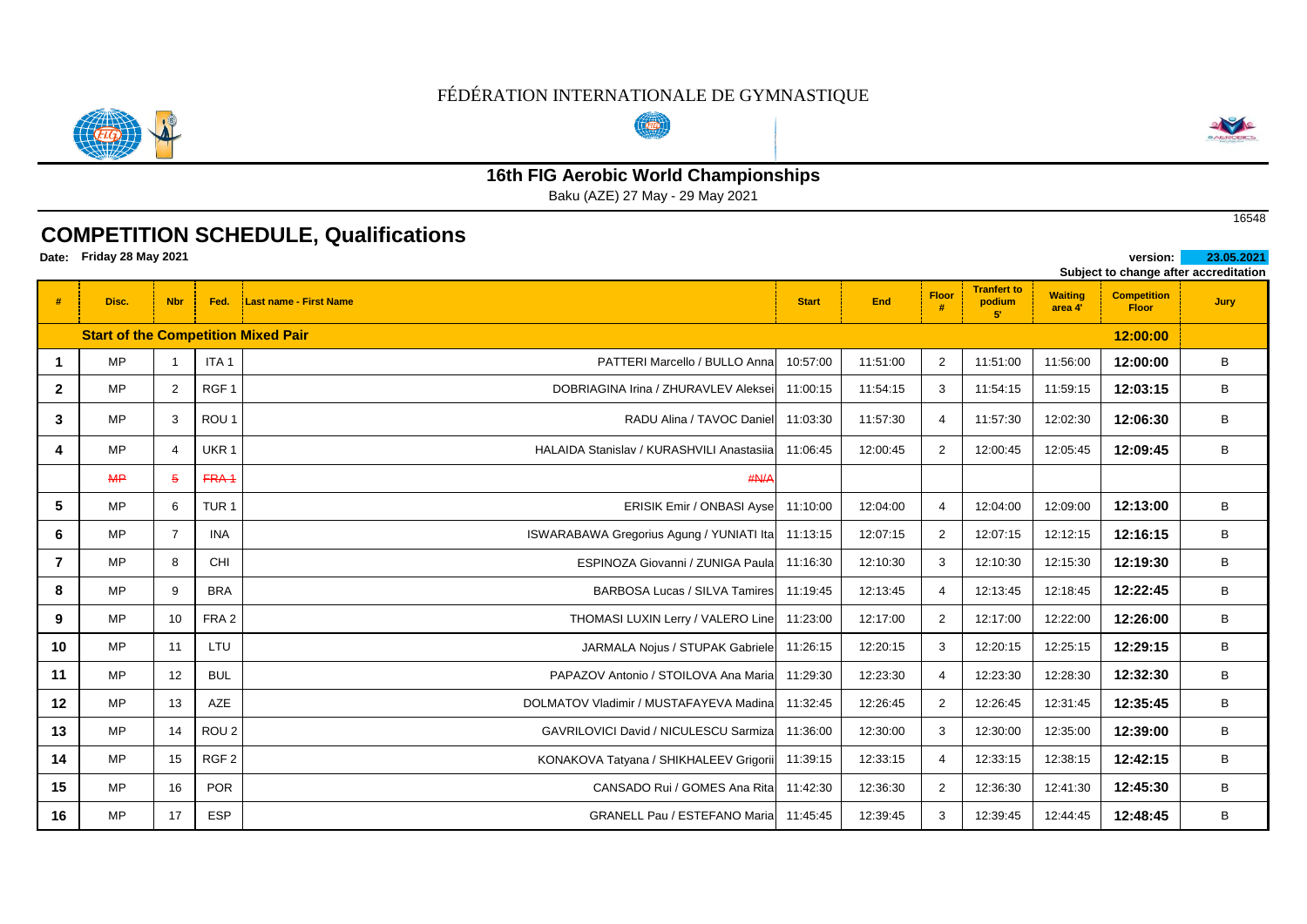FÉDÉRATION INTERNATIONALE DE GYMNASTIQUE

## 16th FIG Aerobic World Championships

Baku (AZE) 27 May - 29 May 2021

16548

# COMPETITION SCHEDULE, Qualifications

**Date: Friday 28 May 2021**

**version: 23.05.2021**

**Subject to change after accreditation**

| # | Disc. | Nbr | Fed. | Last name - First Name | Start | End | Floor # | Tranfert to podium 5' | Waiting area 4' | Competition Floor | Jury |
|---|---|---|---|---|---|---|---|---|---|---|---|
| | **Start of the Competition Mixed Pair** | | | | | | | | | **12:00:00** | |
| 1 | MP | 1 | ITA 1 | PATTERI Marcello / BULLO Anna | 10:57:00 | 11:51:00 | 2 | 11:51:00 | 11:56:00 | **12:00:00** | B |
| 2 | MP | 2 | RGF 1 | DOBRIAGINA Irina / ZHURAVLEV Aleksei | 11:00:15 | 11:54:15 | 3 | 11:54:15 | 11:59:15 | **12:03:15** | B |
| 3 | MP | 3 | ROU 1 | RADU Alina / TAVOC Daniel | 11:03:30 | 11:57:30 | 4 | 11:57:30 | 12:02:30 | **12:06:30** | B |
| 4 | MP | 4 | UKR 1 | HALAIDA Stanislav / KURASHVILI Anastasiia | 11:06:45 | 12:00:45 | 2 | 12:00:45 | 12:05:45 | **12:09:45** | B |
| | ~~MP~~ | ~~5~~ | ~~FRA 1~~ | ~~#N/A~~ | | | | | | | |
| 5 | MP | 6 | TUR 1 | ERISIK Emir / ONBASI Ayse | 11:10:00 | 12:04:00 | 4 | 12:04:00 | 12:09:00 | **12:13:00** | B |
| 6 | MP | 7 | INA | ISWARABAWA Gregorius Agung / YUNIATI Ita | 11:13:15 | 12:07:15 | 2 | 12:07:15 | 12:12:15 | **12:16:15** | B |
| 7 | MP | 8 | CHI | ESPINOZA Giovanni / ZUNIGA Paula | 11:16:30 | 12:10:30 | 3 | 12:10:30 | 12:15:30 | **12:19:30** | B |
| 8 | MP | 9 | BRA | BARBOSA Lucas / SILVA Tamires | 11:19:45 | 12:13:45 | 4 | 12:13:45 | 12:18:45 | **12:22:45** | B |
| 9 | MP | 10 | FRA 2 | THOMASI LUXIN Lerry / VALERO Line | 11:23:00 | 12:17:00 | 2 | 12:17:00 | 12:22:00 | **12:26:00** | B |
| 10 | MP | 11 | LTU | JARMALA Nojus / STUPAK Gabriele | 11:26:15 | 12:20:15 | 3 | 12:20:15 | 12:25:15 | **12:29:15** | B |
| 11 | MP | 12 | BUL | PAPAZOV Antonio / STOILOVA Ana Maria | 11:29:30 | 12:23:30 | 4 | 12:23:30 | 12:28:30 | **12:32:30** | B |
| 12 | MP | 13 | AZE | DOLMATOV Vladimir / MUSTAFAYEVA Madina | 11:32:45 | 12:26:45 | 2 | 12:26:45 | 12:31:45 | **12:35:45** | B |
| 13 | MP | 14 | ROU 2 | GAVRILOVICI David / NICULESCU Sarmiza | 11:36:00 | 12:30:00 | 3 | 12:30:00 | 12:35:00 | **12:39:00** | B |
| 14 | MP | 15 | RGF 2 | KONAKOVA Tatyana / SHIKHALEEV Grigorii | 11:39:15 | 12:33:15 | 4 | 12:33:15 | 12:38:15 | **12:42:15** | B |
| 15 | MP | 16 | POR | CANSADO Rui / GOMES Ana Rita | 11:42:30 | 12:36:30 | 2 | 12:36:30 | 12:41:30 | **12:45:30** | B |
| 16 | MP | 17 | ESP | GRANELL Pau / ESTEFANO Maria | 11:45:45 | 12:39:45 | 3 | 12:39:45 | 12:44:45 | **12:48:45** | B |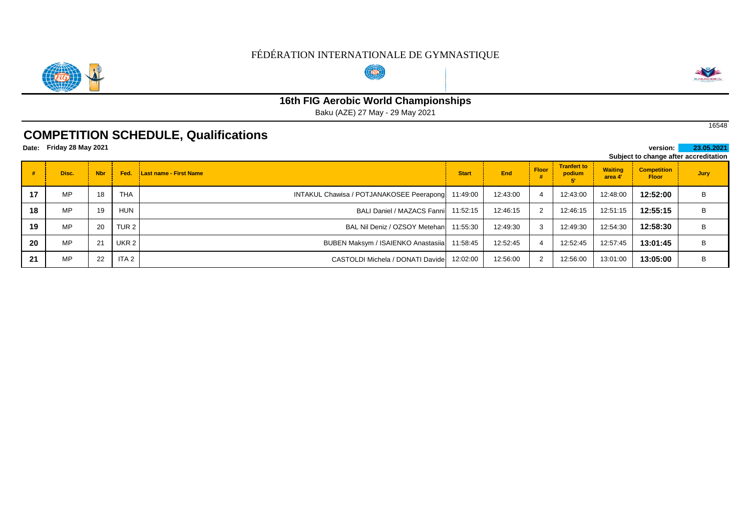FÉDÉRATION INTERNATIONALE DE GYMNASTIQUE

## 16th FIG Aerobic World Championships

Baku (AZE) 27 May - 29 May 2021

16548

# COMPETITION SCHEDULE, Qualifications

**Date: Friday 28 May 2021**

**version: 23.05.2021**

**Subject to change after accreditation**

| # | Disc. | Nbr | Fed. | Last name - First Name | Start | End | Floor # | Tranfert to podium 5' | Waiting area 4' | Competition Floor | Jury |
|---|---|---|---|---|---|---|---|---|---|---|---|
| 17 | MP | 18 | THA | INTAKUL Chawisa / POTJANAKOSEE Peerapong | 11:49:00 | 12:43:00 | 4 | 12:43:00 | 12:48:00 | 12:52:00 | B |
| 18 | MP | 19 | HUN | BALI Daniel / MAZACS Fanni | 11:52:15 | 12:46:15 | 2 | 12:46:15 | 12:51:15 | 12:55:15 | B |
| 19 | MP | 20 | TUR 2 | BAL Nil Deniz / OZSOY Metehan | 11:55:30 | 12:49:30 | 3 | 12:49:30 | 12:54:30 | 12:58:30 | B |
| 20 | MP | 21 | UKR 2 | BUBEN Maksym / ISAIENKO Anastasiia | 11:58:45 | 12:52:45 | 4 | 12:52:45 | 12:57:45 | 13:01:45 | B |
| 21 | MP | 22 | ITA 2 | CASTOLDI Michela / DONATI Davide | 12:02:00 | 12:56:00 | 2 | 12:56:00 | 13:01:00 | 13:05:00 | B |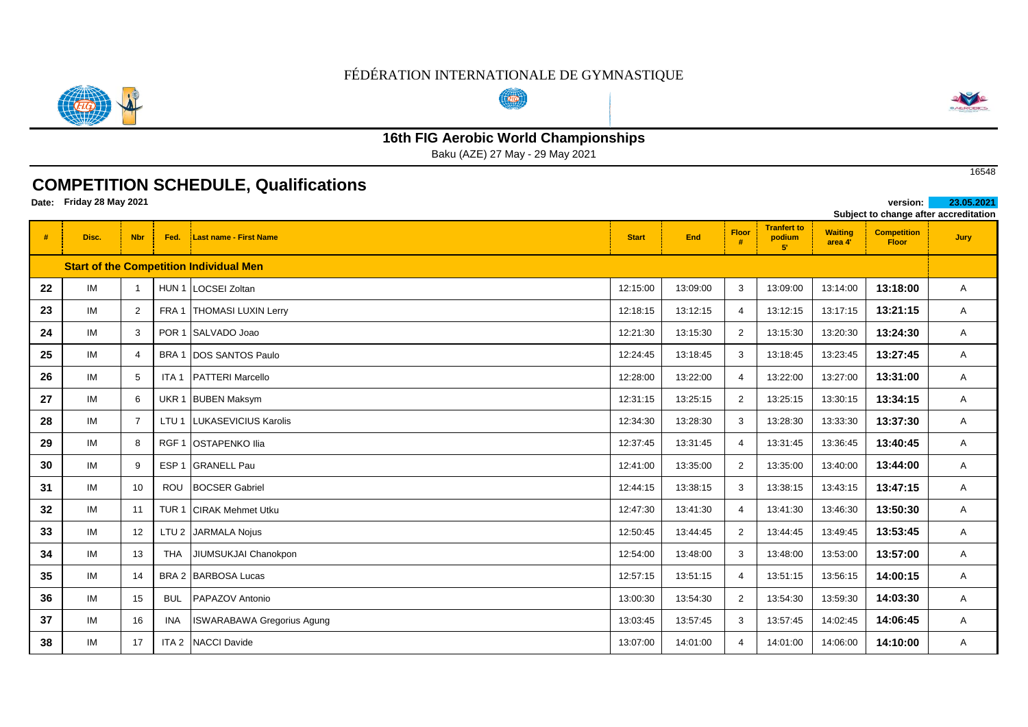FÉDÉRATION INTERNATIONALE DE GYMNASTIQUE

## 16th FIG Aerobic World Championships

Baku (AZE) 27 May - 29 May 2021

16548

# COMPETITION SCHEDULE, Qualifications

**Date: Friday 28 May 2021**

**version: 23.05.2021**

**Subject to change after accreditation**

| # | Disc. | Nbr | Fed. | Last name - First Name | Start | End | Floor # | Tranfert to podium 5' | Waiting area 4' | Competition Floor | Jury |
|---|---|---|---|---|---|---|---|---|---|---|---|
| | **Start of the Competition Individual Men** | | | | | | | | | | |
| **22** | IM | 1 | HUN 1 | LOCSEI Zoltan | 12:15:00 | 13:09:00 | 3 | 13:09:00 | 13:14:00 | **13:18:00** | A |
| **23** | IM | 2 | FRA 1 | THOMASI LUXIN Lerry | 12:18:15 | 13:12:15 | 4 | 13:12:15 | 13:17:15 | **13:21:15** | A |
| **24** | IM | 3 | POR 1 | SALVADO Joao | 12:21:30 | 13:15:30 | 2 | 13:15:30 | 13:20:30 | **13:24:30** | A |
| **25** | IM | 4 | BRA 1 | DOS SANTOS Paulo | 12:24:45 | 13:18:45 | 3 | 13:18:45 | 13:23:45 | **13:27:45** | A |
| **26** | IM | 5 | ITA 1 | PATTERI Marcello | 12:28:00 | 13:22:00 | 4 | 13:22:00 | 13:27:00 | **13:31:00** | A |
| **27** | IM | 6 | UKR 1 | BUBEN Maksym | 12:31:15 | 13:25:15 | 2 | 13:25:15 | 13:30:15 | **13:34:15** | A |
| **28** | IM | 7 | LTU 1 | LUKASEVICIUS Karolis | 12:34:30 | 13:28:30 | 3 | 13:28:30 | 13:33:30 | **13:37:30** | A |
| **29** | IM | 8 | RGF 1 | OSTAPENKO Ilia | 12:37:45 | 13:31:45 | 4 | 13:31:45 | 13:36:45 | **13:40:45** | A |
| **30** | IM | 9 | ESP 1 | GRANELL Pau | 12:41:00 | 13:35:00 | 2 | 13:35:00 | 13:40:00 | **13:44:00** | A |
| **31** | IM | 10 | ROU | BOCSER Gabriel | 12:44:15 | 13:38:15 | 3 | 13:38:15 | 13:43:15 | **13:47:15** | A |
| **32** | IM | 11 | TUR 1 | CIRAK Mehmet Utku | 12:47:30 | 13:41:30 | 4 | 13:41:30 | 13:46:30 | **13:50:30** | A |
| **33** | IM | 12 | LTU 2 | JARMALA Nojus | 12:50:45 | 13:44:45 | 2 | 13:44:45 | 13:49:45 | **13:53:45** | A |
| **34** | IM | 13 | THA | JIUMSUKJAI Chanokpon | 12:54:00 | 13:48:00 | 3 | 13:48:00 | 13:53:00 | **13:57:00** | A |
| **35** | IM | 14 | BRA 2 | BARBOSA Lucas | 12:57:15 | 13:51:15 | 4 | 13:51:15 | 13:56:15 | **14:00:15** | A |
| **36** | IM | 15 | BUL | PAPAZOV Antonio | 13:00:30 | 13:54:30 | 2 | 13:54:30 | 13:59:30 | **14:03:30** | A |
| **37** | IM | 16 | INA | ISWARABAWA Gregorius Agung | 13:03:45 | 13:57:45 | 3 | 13:57:45 | 14:02:45 | **14:06:45** | A |
| **38** | IM | 17 | ITA 2 | NACCI Davide | 13:07:00 | 14:01:00 | 4 | 14:01:00 | 14:06:00 | **14:10:00** | A |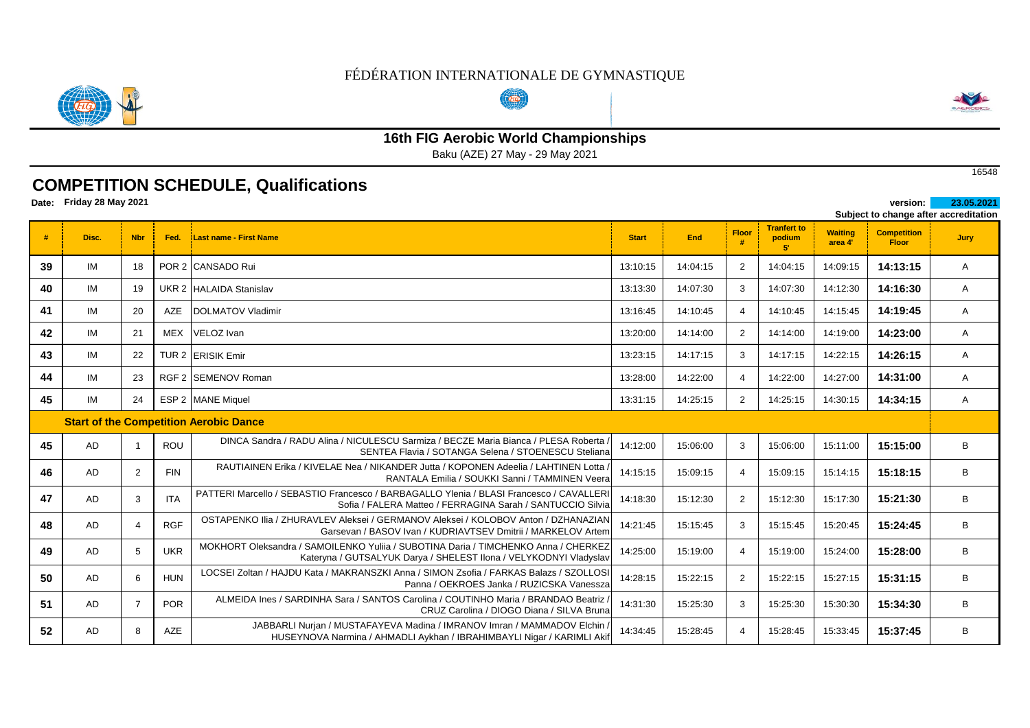FÉDÉRATION INTERNATIONALE DE GYMNASTIQUE

## 16th FIG Aerobic World Championships

Baku (AZE) 27 May - 29 May 2021

16548

# COMPETITION SCHEDULE, Qualifications

**Date: Friday 28 May 2021**

**version: 23.05.2021**

**Subject to change after accreditation**

| # | Disc. | Nbr | Fed. | Last name - First Name | Start | End | Floor # | Tranfert to podium 5' | Waiting area 4' | Competition Floor | Jury |
|---|---|---|---|---|---|---|---|---|---|---|---|
| 39 | IM | 18 | POR 2 | CANSADO Rui | 13:10:15 | 14:04:15 | 2 | 14:04:15 | 14:09:15 | **14:13:15** | A |
| 40 | IM | 19 | UKR 2 | HALAIDA Stanislav | 13:13:30 | 14:07:30 | 3 | 14:07:30 | 14:12:30 | **14:16:30** | A |
| 41 | IM | 20 | AZE | DOLMATOV Vladimir | 13:16:45 | 14:10:45 | 4 | 14:10:45 | 14:15:45 | **14:19:45** | A |
| 42 | IM | 21 | MEX | VELOZ Ivan | 13:20:00 | 14:14:00 | 2 | 14:14:00 | 14:19:00 | **14:23:00** | A |
| 43 | IM | 22 | TUR 2 | ERISIK Emir | 13:23:15 | 14:17:15 | 3 | 14:17:15 | 14:22:15 | **14:26:15** | A |
| 44 | IM | 23 | RGF 2 | SEMENOV Roman | 13:28:00 | 14:22:00 | 4 | 14:22:00 | 14:27:00 | **14:31:00** | A |
| 45 | IM | 24 | ESP 2 | MANE Miquel | 13:31:15 | 14:25:15 | 2 | 14:25:15 | 14:30:15 | **14:34:15** | A |
| | **Start of the Competition Aerobic Dance** | | | | | | | | | | |
| 45 | AD | 1 | ROU | DINCA Sandra / RADU Alina / NICULESCU Sarmiza / BECZE Maria Bianca / PLESA Roberta / SENTEA Flavia / SOTANGA Selena / STOENESCU Steliana | 14:12:00 | 15:06:00 | 3 | 15:06:00 | 15:11:00 | **15:15:00** | B |
| 46 | AD | 2 | FIN | RAUTIAINEN Erika / KIVELAE Nea / NIKANDER Jutta / KOPONEN Adeelia / LAHTINEN Lotta / RANTALA Emilia / SOUKKI Sanni / TAMMINEN Veera | 14:15:15 | 15:09:15 | 4 | 15:09:15 | 15:14:15 | **15:18:15** | B |
| 47 | AD | 3 | ITA | PATTERI Marcello / SEBASTIO Francesco / BARBAGALLO Ylenia / BLASI Francesco / CAVALLERI Sofia / FALERA Matteo / FERRAGINA Sarah / SANTUCCIO Silvia | 14:18:30 | 15:12:30 | 2 | 15:12:30 | 15:17:30 | **15:21:30** | B |
| 48 | AD | 4 | RGF | OSTAPENKO Ilia / ZHURAVLEV Aleksei / GERMANOV Aleksei / KOLOBOV Anton / DZHANAZIAN Garsevan / BASOV Ivan / KUDRIAVTSEV Dmitrii / MARKELOV Artem | 14:21:45 | 15:15:45 | 3 | 15:15:45 | 15:20:45 | **15:24:45** | B |
| 49 | AD | 5 | UKR | MOKHORT Oleksandra / SAMOILENKO Yuliia / SUBOTINA Daria / TIMCHENKO Anna / CHERKEZ Kateryna / GUTSALYUK Darya / SHELEST Ilona / VELYKODNYI Vladyslav | 14:25:00 | 15:19:00 | 4 | 15:19:00 | 15:24:00 | **15:28:00** | B |
| 50 | AD | 6 | HUN | LOCSEI Zoltan / HAJDU Kata / MAKRANSZKI Anna / SIMON Zsofia / FARKAS Balazs / SZOLLOSI Panna / OEKROES Janka / RUZICSKA Vanessza | 14:28:15 | 15:22:15 | 2 | 15:22:15 | 15:27:15 | **15:31:15** | B |
| 51 | AD | 7 | POR | ALMEIDA Ines / SARDINHA Sara / SANTOS Carolina / COUTINHO Maria / BRANDAO Beatriz / CRUZ Carolina / DIOGO Diana / SILVA Bruna | 14:31:30 | 15:25:30 | 3 | 15:25:30 | 15:30:30 | **15:34:30** | B |
| 52 | AD | 8 | AZE | JABBARLI Nurjan / MUSTAFAYEVA Madina / IMRANOV Imran / MAMMADOV Elchin / HUSEYNOVA Narmina / AHMADLI Aykhan / IBRAHIMBAYLI Nigar / KARIMLI Akif | 14:34:45 | 15:28:45 | 4 | 15:28:45 | 15:33:45 | **15:37:45** | B |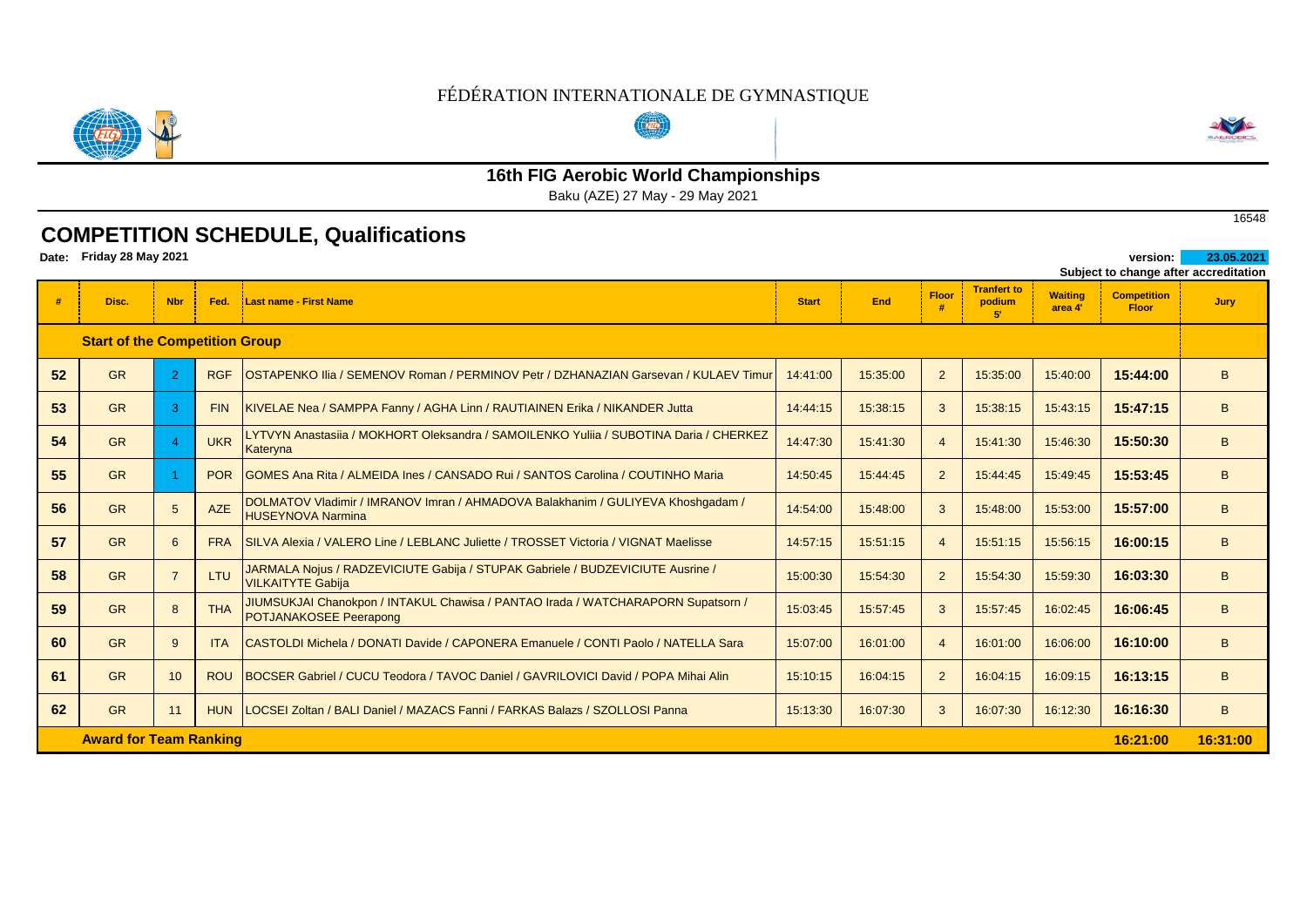FÉDÉRATION INTERNATIONALE DE GYMNASTIQUE

## 16th FIG Aerobic World Championships

Baku (AZE) 27 May - 29 May 2021

16548

# COMPETITION SCHEDULE, Qualifications

**Date: Friday 28 May 2021**

**version: 23.05.2021**

**Subject to change after accreditation**

| # | Disc. | Nbr | Fed. | Last name - First Name | Start | End | Floor # | Tranfert to podium 5' | Waiting area 4' | Competition Floor | Jury |
|---|---|---|---|---|---|---|---|---|---|---|---|
| **Start of the Competition Group** | | | | | | | | | | | |
| 52 | GR | 2 | RGF | OSTAPENKO Ilia / SEMENOV Roman / PERMINOV Petr / DZHANAZIAN Garsevan / KULAEV Timur | 14:41:00 | 15:35:00 | 2 | 15:35:00 | 15:40:00 | **15:44:00** | B |
| 53 | GR | 3 | FIN | KIVELAE Nea / SAMPPA Fanny / AGHA Linn / RAUTIAINEN Erika / NIKANDER Jutta | 14:44:15 | 15:38:15 | 3 | 15:38:15 | 15:43:15 | **15:47:15** | B |
| 54 | GR | 4 | UKR | LYTVYN Anastasiia / MOKHORT Oleksandra / SAMOILENKO Yuliia / SUBOTINA Daria / CHERKEZ Kateryna | 14:47:30 | 15:41:30 | 4 | 15:41:30 | 15:46:30 | **15:50:30** | B |
| 55 | GR | 1 | POR | GOMES Ana Rita / ALMEIDA Ines / CANSADO Rui / SANTOS Carolina / COUTINHO Maria | 14:50:45 | 15:44:45 | 2 | 15:44:45 | 15:49:45 | **15:53:45** | B |
| 56 | GR | 5 | AZE | DOLMATOV Vladimir / IMRANOV Imran / AHMADOVA Balakhanim / GULIYEVA Khoshgadam / HUSEYNOVA Narmina | 14:54:00 | 15:48:00 | 3 | 15:48:00 | 15:53:00 | **15:57:00** | B |
| 57 | GR | 6 | FRA | SILVA Alexia / VALERO Line / LEBLANC Juliette / TROSSET Victoria / VIGNAT Maelisse | 14:57:15 | 15:51:15 | 4 | 15:51:15 | 15:56:15 | **16:00:15** | B |
| 58 | GR | 7 | LTU | JARMALA Nojus / RADZEVICIUTE Gabija / STUPAK Gabriele / BUDZEVICIUTE Ausrine / VILKAITYTE Gabija | 15:00:30 | 15:54:30 | 2 | 15:54:30 | 15:59:30 | **16:03:30** | B |
| 59 | GR | 8 | THA | JIUMSUKJAI Chanokpon / INTAKUL Chawisa / PANTAO Irada / WATCHARAPORN Supatsorn / POTJANAKOSEE Peerapong | 15:03:45 | 15:57:45 | 3 | 15:57:45 | 16:02:45 | **16:06:45** | B |
| 60 | GR | 9 | ITA | CASTOLDI Michela / DONATI Davide / CAPONERA Emanuele / CONTI Paolo / NATELLA Sara | 15:07:00 | 16:01:00 | 4 | 16:01:00 | 16:06:00 | **16:10:00** | B |
| 61 | GR | 10 | ROU | BOCSER Gabriel / CUCU Teodora / TAVOC Daniel / GAVRILOVICI David / POPA Mihai Alin | 15:10:15 | 16:04:15 | 2 | 16:04:15 | 16:09:15 | **16:13:15** | B |
| 62 | GR | 11 | HUN | LOCSEI Zoltan / BALI Daniel / MAZACS Fanni / FARKAS Balazs / SZOLLOSI Panna | 15:13:30 | 16:07:30 | 3 | 16:07:30 | 16:12:30 | **16:16:30** | B |
| **Award for Team Ranking** | | | | | | | | | | **16:21:00** | **16:31:00** |